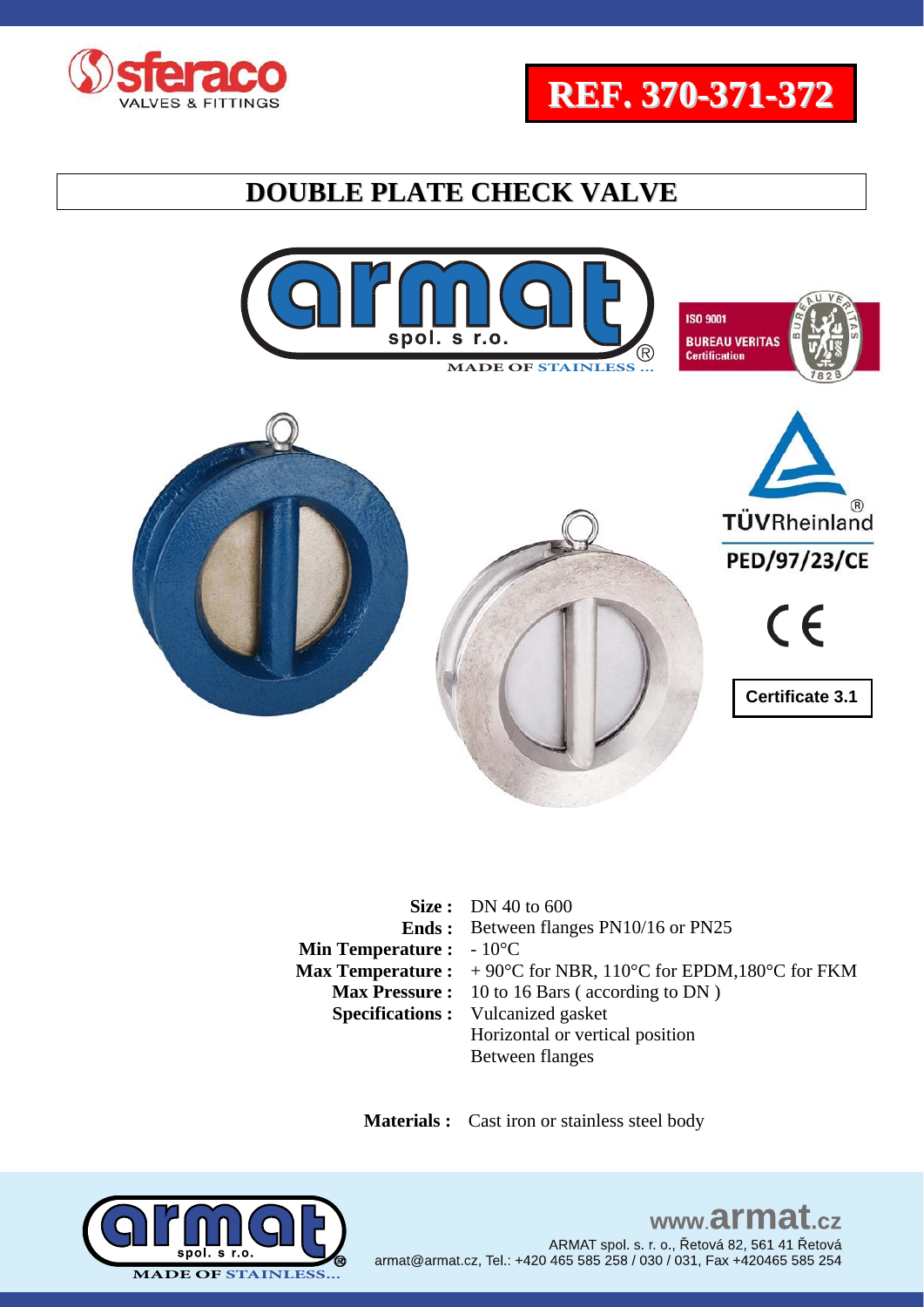# REF. 370-371-372

## DOUBLE PLATE CHECK VALVE

TÜVRheinland

PED/97/23/CE

CE

Certificate 3.1

**Size :** DN 40 to 600
**Ends :** Between flanges PN10/16 or PN25
**Min Temperature :** - 10°C
**Max Temperature :** + 90°C for NBR, 110°C for EPDM,180°C for FKM
**Max Pressure :** 10 to 16 Bars ( according to DN )
**Specifications :** Vulcanized gasket
Horizontal or vertical position
Between flanges

**Materials :** Cast iron or stainless steel body

www.armat.cz
ARMAT spol. s. r. o., Řetová 82, 561 41 Řetová
armat@armat.cz, Tel.: +420 465 585 258 / 030 / 031, Fax +420465 585 254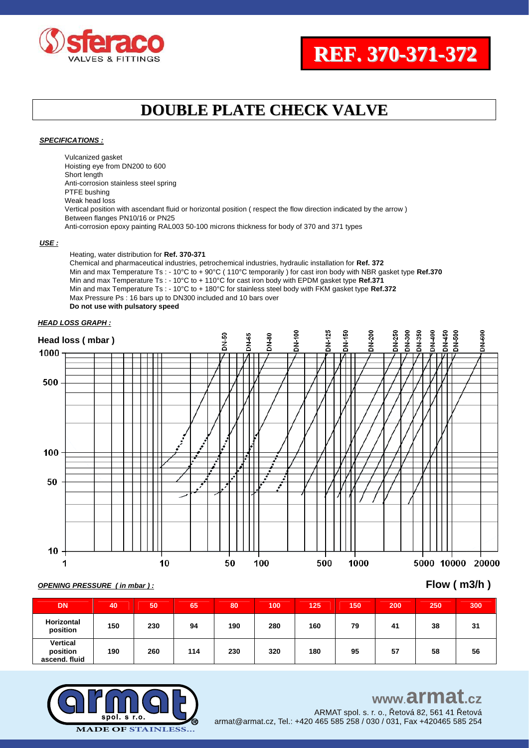# REF. 370-371-372

## DOUBLE PLATE CHECK VALVE

***SPECIFICATIONS :***

Vulcanized gasket
Hoisting eye from DN200 to 600
Short length
Anti-corrosion stainless steel spring
PTFE bushing
Weak head loss
Vertical position with ascendant fluid or horizontal position ( respect the flow direction indicated by the arrow )
Between flanges PN10/16 or PN25
Anti-corrosion epoxy painting RAL003 50-100 microns thickness for body of 370 and 371 types

***USE :***

Heating, water distribution for **Ref. 370-371**
Chemical and pharmaceutical industries, petrochemical industries, hydraulic installation for **Ref. 372**
Min and max Temperature Ts : - 10°C to + 90°C ( 110°C temporarily ) for cast iron body with NBR gasket type **Ref.370**
Min and max Temperature Ts : - 10°C to + 110°C for cast iron body with EPDM gasket type **Ref.371**
Min and max Temperature Ts : - 10°C to + 180°C for stainless steel body with FKM gasket type **Ref.372**
Max Pressure Ps : 16 bars up to DN300 included and 10 bars over
**Do not use with pulsatory speed**

***HEAD LOSS GRAPH :***

Head loss ( mbar )

DN-50, DN-65, DN-80, DN-100, DN-125, DN-150, DN-200, DN-250, DN-300, DN-350, DN-400, DN-450, DN-500, DN-600

Flow ( m3/h )

***OPENING PRESSURE ( in mbar ) :***

| DN | 40 | 50 | 65 | 80 | 100 | 125 | 150 | 200 | 250 | 300 |
|---|---|---|---|---|---|---|---|---|---|---|
| Horizontal position | 150 | 230 | 94 | 190 | 280 | 160 | 79 | 41 | 38 | 31 |
| Vertical position ascend. fluid | 190 | 260 | 114 | 230 | 320 | 180 | 95 | 57 | 58 | 56 |

MADE OF STAINLESS...

www.armat.cz
ARMAT spol. s r. o., Řetová 82, 561 41 Řetová
armat@armat.cz, Tel.: +420 465 585 258 / 030 / 031, Fax +420465 585 254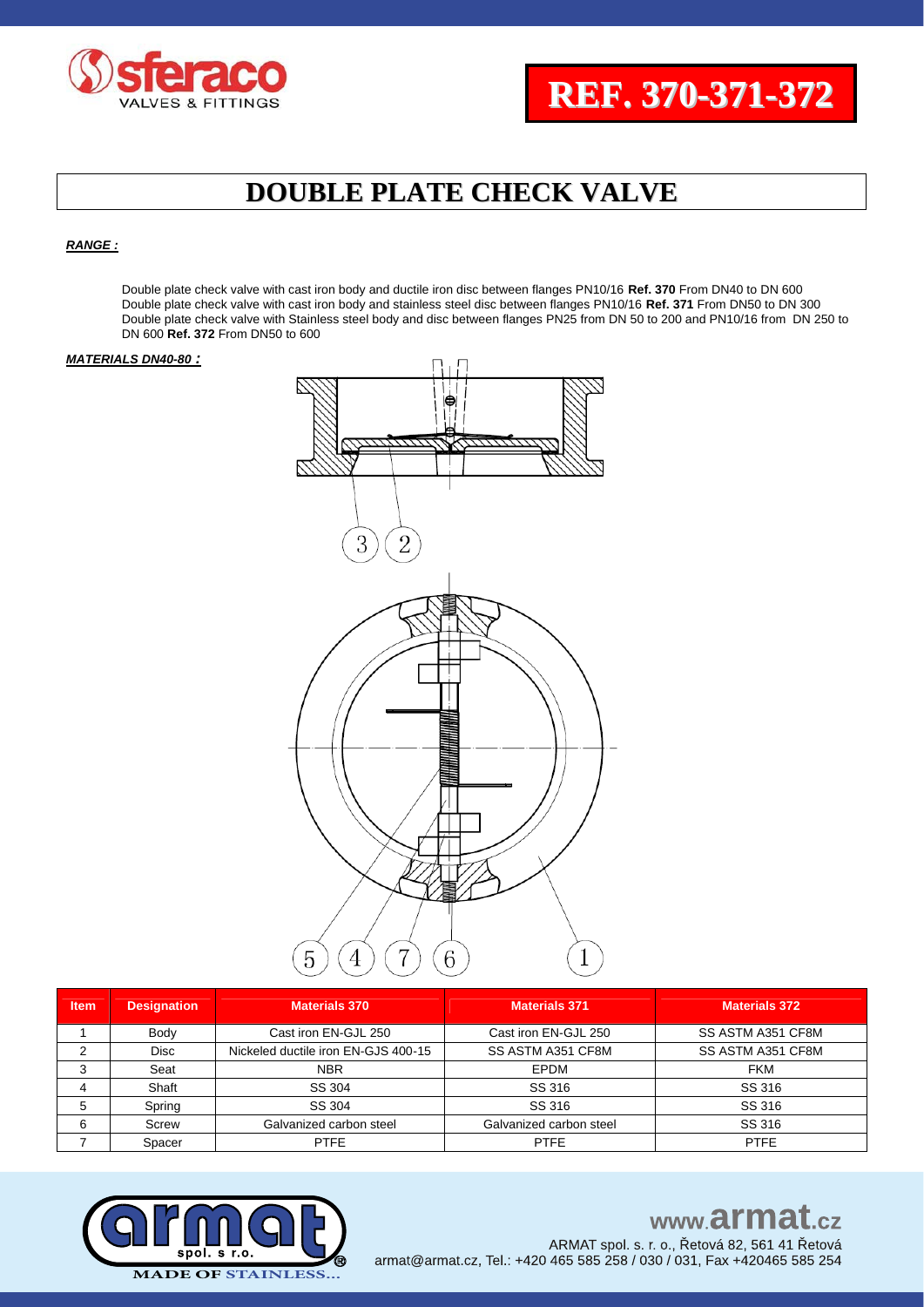# REF. 370-371-372

## DOUBLE PLATE CHECK VALVE

***RANGE :***

Double plate check valve with cast iron body and ductile iron disc between flanges PN10/16 **Ref. 370** From DN40 to DN 600
Double plate check valve with cast iron body and stainless steel disc between flanges PN10/16 **Ref. 371** From DN50 to DN 300
Double plate check valve with Stainless steel body and disc between flanges PN25 from DN 50 to 200 and PN10/16 from DN 250 to DN 600 **Ref. 372** From DN50 to 600

***MATERIALS DN40-80 :***

| Item | Designation | Materials 370 | Materials 371 | Materials 372 |
|---|---|---|---|---|
| 1 | Body | Cast iron EN-GJL 250 | Cast iron EN-GJL 250 | SS ASTM A351 CF8M |
| 2 | Disc | Nickeled ductile iron EN-GJS 400-15 | SS ASTM A351 CF8M | SS ASTM A351 CF8M |
| 3 | Seat | NBR | EPDM | FKM |
| 4 | Shaft | SS 304 | SS 316 | SS 316 |
| 5 | Spring | SS 304 | SS 316 | SS 316 |
| 6 | Screw | Galvanized carbon steel | Galvanized carbon steel | SS 316 |
| 7 | Spacer | PTFE | PTFE | PTFE |

www.armat.cz
ARMAT spol. s. r. o., Řetová 82, 561 41 Řetová
armat@armat.cz, Tel.: +420 465 585 258 / 030 / 031, Fax +420465 585 254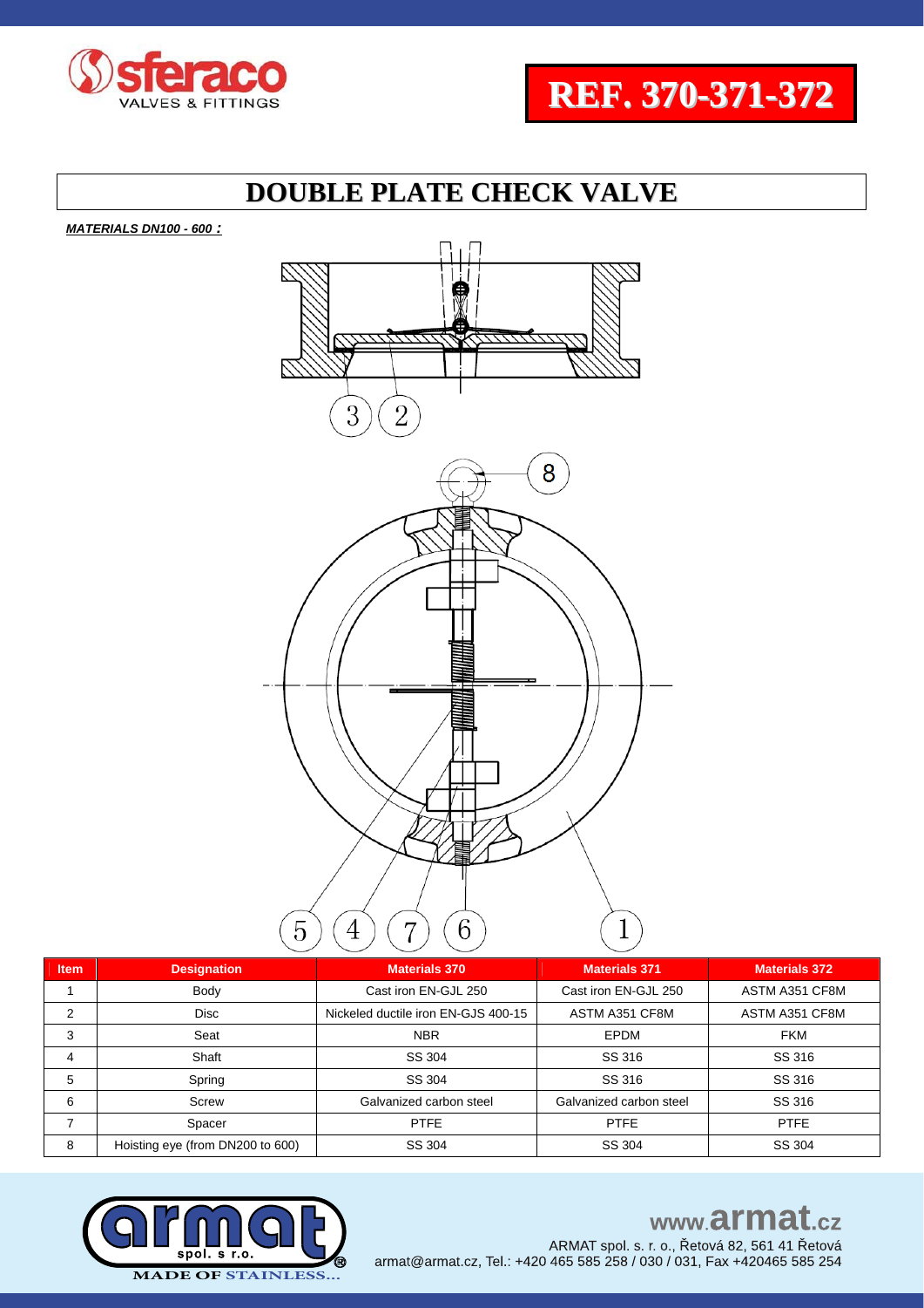REF. 370-371-372

# DOUBLE PLATE CHECK VALVE

***MATERIALS DN100 - 600 :***

| Item | Designation | Materials 370 | Materials 371 | Materials 372 |
|---|---|---|---|---|
| 1 | Body | Cast iron EN-GJL 250 | Cast iron EN-GJL 250 | ASTM A351 CF8M |
| 2 | Disc | Nickeled ductile iron EN-GJS 400-15 | ASTM A351 CF8M | ASTM A351 CF8M |
| 3 | Seat | NBR | EPDM | FKM |
| 4 | Shaft | SS 304 | SS 316 | SS 316 |
| 5 | Spring | SS 304 | SS 316 | SS 316 |
| 6 | Screw | Galvanized carbon steel | Galvanized carbon steel | SS 316 |
| 7 | Spacer | PTFE | PTFE | PTFE |
| 8 | Hoisting eye (from DN200 to 600) | SS 304 | SS 304 | SS 304 |

www.armat.cz

ARMAT spol. s. r. o., Řetová 82, 561 41 Řetová
armat@armat.cz, Tel.: +420 465 585 258 / 030 / 031, Fax +420465 585 254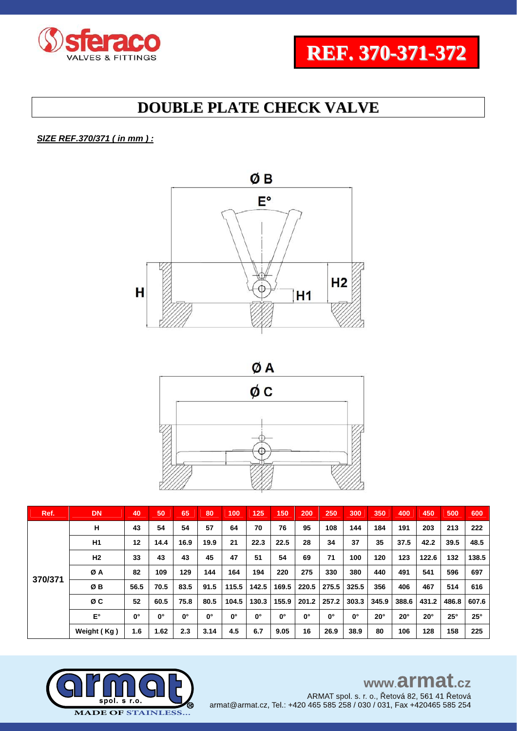# REF. 370-371-372

## DOUBLE PLATE CHECK VALVE

***SIZE REF.370/371 ( in mm ) :***

| Ref. | DN | 40 | 50 | 65 | 80 | 100 | 125 | 150 | 200 | 250 | 300 | 350 | 400 | 450 | 500 | 600 |
|---|---|---|---|---|---|---|---|---|---|---|---|---|---|---|---|---|
| 370/371 | H | 43 | 54 | 54 | 57 | 64 | 70 | 76 | 95 | 108 | 144 | 184 | 191 | 203 | 213 | 222 |
| | H1 | 12 | 14.4 | 16.9 | 19.9 | 21 | 22.3 | 22.5 | 28 | 34 | 37 | 35 | 37.5 | 42.2 | 39.5 | 48.5 |
| | H2 | 33 | 43 | 43 | 45 | 47 | 51 | 54 | 69 | 71 | 100 | 120 | 123 | 122.6 | 132 | 138.5 |
| | Ø A | 82 | 109 | 129 | 144 | 164 | 194 | 220 | 275 | 330 | 380 | 440 | 491 | 541 | 596 | 697 |
| | Ø B | 56.5 | 70.5 | 83.5 | 91.5 | 115.5 | 142.5 | 169.5 | 220.5 | 275.5 | 325.5 | 356 | 406 | 467 | 514 | 616 |
| | Ø C | 52 | 60.5 | 75.8 | 80.5 | 104.5 | 130.3 | 155.9 | 201.2 | 257.2 | 303.3 | 345.9 | 388.6 | 431.2 | 486.8 | 607.6 |
| | E° | 0° | 0° | 0° | 0° | 0° | 0° | 0° | 0° | 0° | 0° | 20° | 20° | 20° | 25° | 25° |
| | Weight ( Kg ) | 1.6 | 1.62 | 2.3 | 3.14 | 4.5 | 6.7 | 9.05 | 16 | 26.9 | 38.9 | 80 | 106 | 128 | 158 | 225 |

www.armat.cz

ARMAT spol. s. r. o., Řetová 82, 561 41 Řetová
armat@armat.cz, Tel.: +420 465 585 258 / 030 / 031, Fax +420465 585 254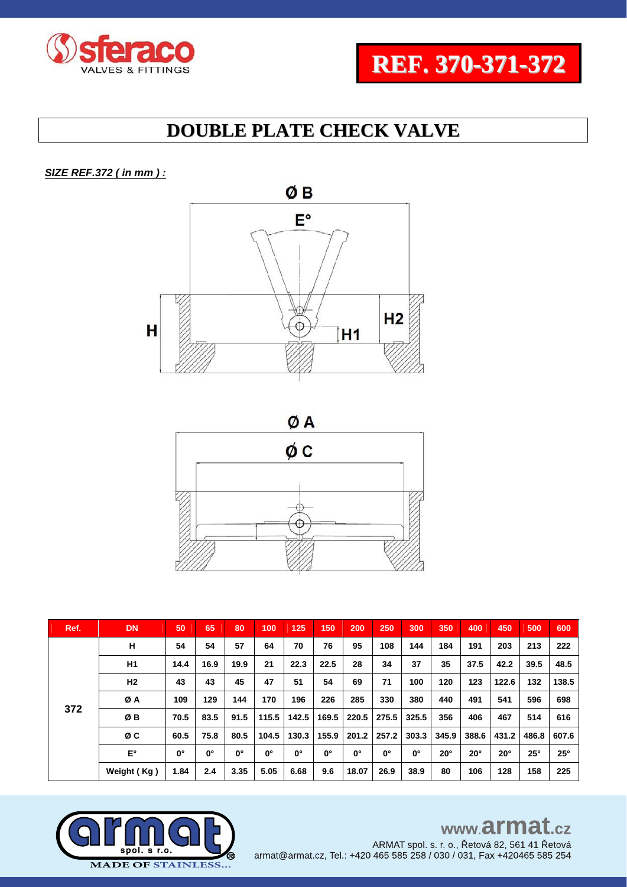**REF. 370-371-372**

# DOUBLE PLATE CHECK VALVE

***SIZE REF.372 ( in mm ) :***

| Ref. | DN | 50 | 65 | 80 | 100 | 125 | 150 | 200 | 250 | 300 | 350 | 400 | 450 | 500 | 600 |
|---|---|---|---|---|---|---|---|---|---|---|---|---|---|---|---|
| 372 | H | 54 | 54 | 57 | 64 | 70 | 76 | 95 | 108 | 144 | 184 | 191 | 203 | 213 | 222 |
| | H1 | 14.4 | 16.9 | 19.9 | 21 | 22.3 | 22.5 | 28 | 34 | 37 | 35 | 37.5 | 42.2 | 39.5 | 48.5 |
| | H2 | 43 | 43 | 45 | 47 | 51 | 54 | 69 | 71 | 100 | 120 | 123 | 122.6 | 132 | 138.5 |
| | Ø A | 109 | 129 | 144 | 170 | 196 | 226 | 285 | 330 | 380 | 440 | 491 | 541 | 596 | 698 |
| | Ø B | 70.5 | 83.5 | 91.5 | 115.5 | 142.5 | 169.5 | 220.5 | 275.5 | 325.5 | 356 | 406 | 467 | 514 | 616 |
| | Ø C | 60.5 | 75.8 | 80.5 | 104.5 | 130.3 | 155.9 | 201.2 | 257.2 | 303.3 | 345.9 | 388.6 | 431.2 | 486.8 | 607.6 |
| | E° | 0° | 0° | 0° | 0° | 0° | 0° | 0° | 0° | 0° | 20° | 20° | 20° | 25° | 25° |
| | Weight ( Kg ) | 1.84 | 2.4 | 3.35 | 5.05 | 6.68 | 9.6 | 18.07 | 26.9 | 38.9 | 80 | 106 | 128 | 158 | 225 |

www.armat.cz
ARMAT spol. s r. o., Řetová 82, 561 41 Řetová
armat@armat.cz, Tel.: +420 465 585 258 / 030 / 031, Fax +420465 585 254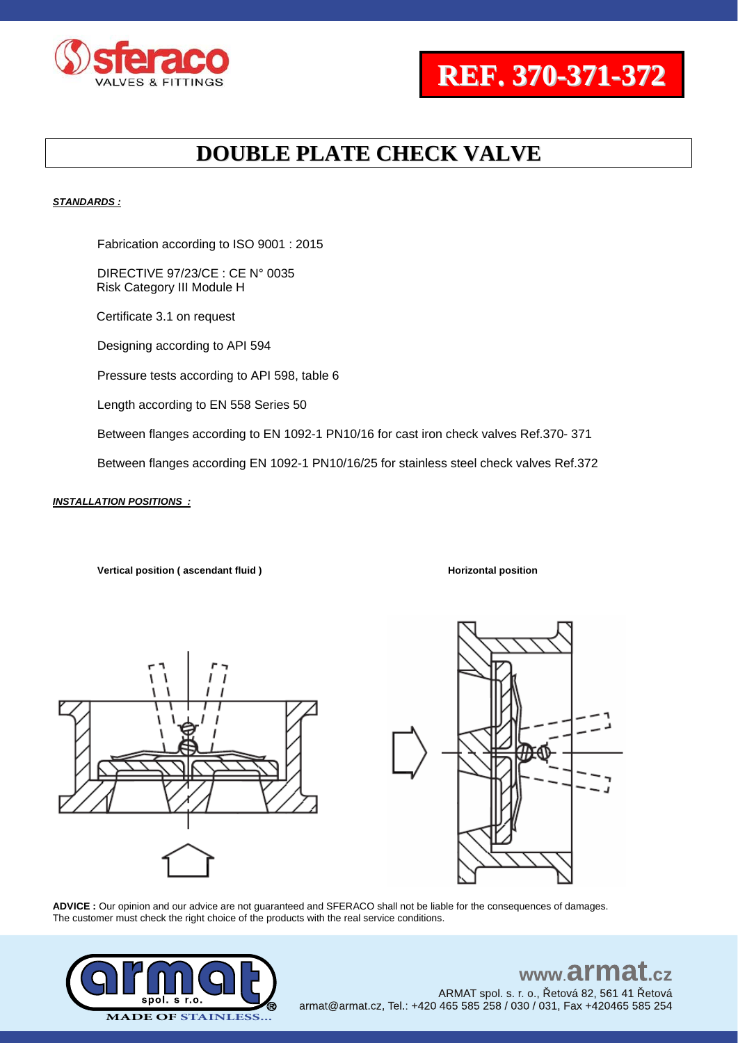**REF. 370-371-372**

# DOUBLE PLATE CHECK VALVE

***STANDARDS :***

Fabrication according to ISO 9001 : 2015

DIRECTIVE 97/23/CE : CE N° 0035
Risk Category III Module H

Certificate 3.1 on request

Designing according to API 594

Pressure tests according to API 598, table 6

Length according to EN 558 Series 50

Between flanges according to EN 1092-1 PN10/16 for cast iron check valves Ref.370- 371

Between flanges according EN 1092-1 PN10/16/25 for stainless steel check valves Ref.372

***INSTALLATION POSITIONS :***

**Vertical position ( ascendant fluid )**

**Horizontal position**

**ADVICE :** Our opinion and our advice are not guaranteed and SFERACO shall not be liable for the consequences of damages. The customer must check the right choice of the products with the real service conditions.

www.armat.cz
ARMAT spol. s r. o., Řetová 82, 561 41 Řetová
armat@armat.cz, Tel.: +420 465 585 258 / 030 / 031, Fax +420465 585 254

MADE OF STAINLESS...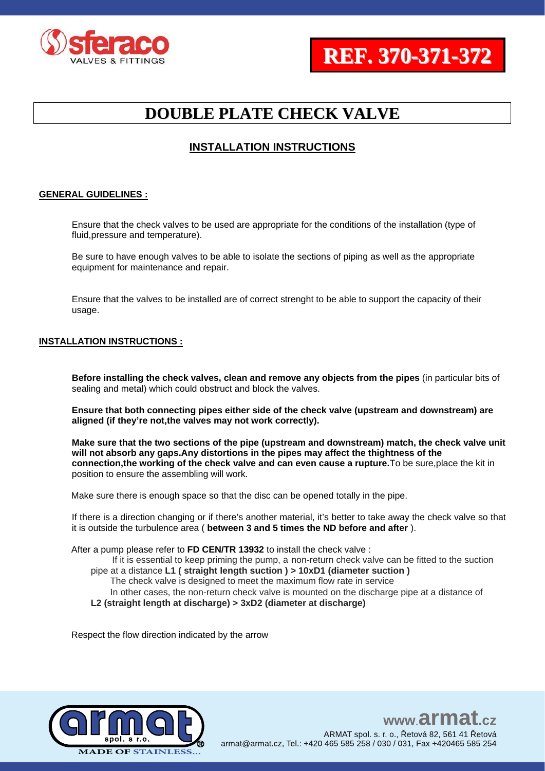# REF. 370-371-372

## DOUBLE PLATE CHECK VALVE

### INSTALLATION INSTRUCTIONS

**GENERAL GUIDELINES :**

Ensure that the check valves to be used are appropriate for the conditions of the installation (type of fluid,pressure and temperature).

Be sure to have enough valves to be able to isolate the sections of piping as well as the appropriate equipment for maintenance and repair.

Ensure that the valves to be installed are of correct strenght to be able to support the capacity of their usage.

**INSTALLATION INSTRUCTIONS :**

**Before installing the check valves, clean and remove any objects from the pipes** (in particular bits of sealing and metal) which could obstruct and block the valves.

**Ensure that both connecting pipes either side of the check valve (upstream and downstream) are aligned (if they're not,the valves may not work correctly).**

**Make sure that the two sections of the pipe (upstream and downstream) match, the check valve unit will not absorb any gaps.Any distortions in the pipes may affect the thightness of the connection,the working of the check valve and can even cause a rupture.** To be sure,place the kit in position to ensure the assembling will work.

Make sure there is enough space so that the disc can be opened totally in the pipe.

If there is a direction changing or if there's another material, it's better to take away the check valve so that it is outside the turbulence area ( **between 3 and 5 times the ND before and after** ).

After a pump please refer to **FD CEN/TR 13932** to install the check valve :

If it is essential to keep priming the pump, a non-return check valve can be fitted to the suction pipe at a distance **L1 ( straight length suction ) > 10xD1 (diameter suction )**

The check valve is designed to meet the maximum flow rate in service

In other cases, the non-return check valve is mounted on the discharge pipe at a distance of **L2 (straight length at discharge) > 3xD2 (diameter at discharge)**

Respect the flow direction indicated by the arrow